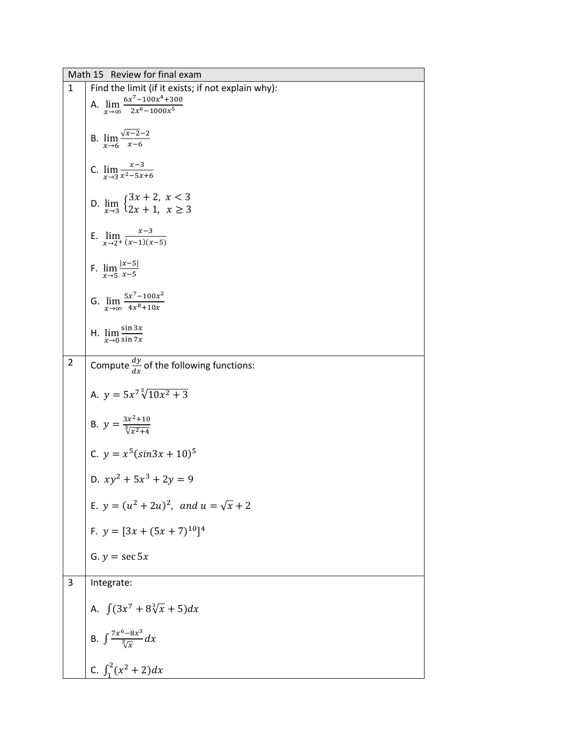| Math 15 Review for final exam | |
|---|---|
| 1 | Find the limit (if it exists; if not explain why):<br><br>A. $\lim_{x\to\infty} \frac{6x^7-100x^4+300}{2x^6-1000x^5}$<br><br>B. $\lim_{x\to 6} \frac{\sqrt{x-2}-2}{x-6}$<br><br>C. $\lim_{x\to 3} \frac{x-3}{x^2-5x+6}$<br><br>D. $\lim_{x\to 3} \begin{cases} 3x+2, & x<3 \\ 2x+1, & x\geq 3 \end{cases}$<br><br>E. $\lim_{x\to 2^+} \frac{x-3}{(x-1)(x-5)}$<br><br>F. $\lim_{x\to 5} \frac{\lvert x-5\rvert}{x-5}$<br><br>G. $\lim_{x\to\infty} \frac{5x^7-100x^2}{4x^8+10x}$<br><br>H. $\lim_{x\to 0} \frac{\sin 3x}{\sin 7x}$ |
| 2 | Compute $\frac{dy}{dx}$ of the following functions:<br><br>A. $y = 5x^7\sqrt[3]{10x^2+3}$<br><br>B. $y = \frac{3x^2+10}{\sqrt[3]{x^2+4}}$<br><br>C. $y = x^5(sin3x+10)^5$<br><br>D. $xy^2+5x^3+2y = 9$<br><br>E. $y = (u^2+2u)^2,\ \ and\ u = \sqrt{x}+2$<br><br>F. $y = [3x+(5x+7)^{10}]^4$<br><br>G. $y = \sec 5x$ |
| 3 | Integrate:<br><br>A. $\int (3x^7 + 8\sqrt[3]{x} + 5)dx$<br><br>B. $\int \frac{7x^6-8x^3}{\sqrt[3]{x}}dx$<br><br>C. $\int_1^2 (x^2+2)dx$ |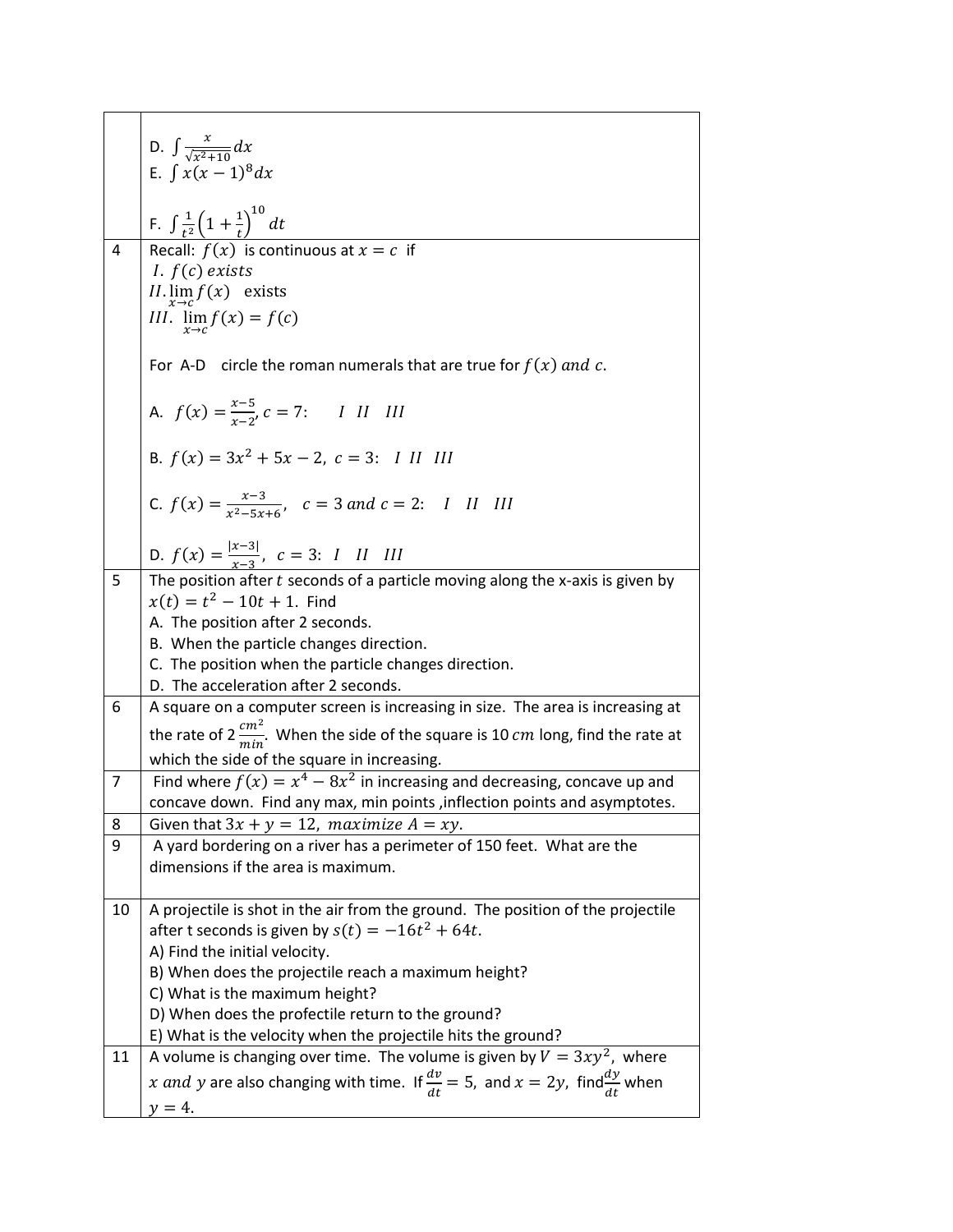| | |
|---|---|
| | D. $\int \frac{x}{\sqrt{x^2+10}}dx$<br>E. $\int x(x-1)^8 dx$<br><br>F. $\int \frac{1}{t^2}\left(1+\frac{1}{t}\right)^{10} dt$ |
| 4 | Recall: $f(x)$ is continuous at $x = c$ if<br>$I.\ f(c)\ exists$<br>$II. \lim_{x \to c} f(x)$ exists<br>$III.\ \lim_{x \to c} f(x) = f(c)$<br><br>For A-D circle the roman numerals that are true for $f(x)\ and\ c$.<br><br>A. $f(x) = \frac{x-5}{x-2}, c = 7$: $I \quad II \quad III$<br><br>B. $f(x) = 3x^2 + 5x - 2,\ c = 3$: $I \quad II \quad III$<br><br>C. $f(x) = \frac{x-3}{x^2-5x+6}, \quad c = 3\ and\ c = 2$: $I \quad II \quad III$<br><br>D. $f(x) = \frac{\|x-3\|}{x-3}, \ c = 3$: $I \quad II \quad III$ |
| 5 | The position after $t$ seconds of a particle moving along the x-axis is given by $x(t) = t^2 - 10t + 1$. Find<br>A. The position after 2 seconds.<br>B. When the particle changes direction.<br>C. The position when the particle changes direction.<br>D. The acceleration after 2 seconds. |
| 6 | A square on a computer screen is increasing in size. The area is increasing at the rate of 2 $\frac{cm^2}{min}$. When the side of the square is 10 $cm$ long, find the rate at which the side of the square in increasing. |
| 7 | Find where $f(x) = x^4 - 8x^2$ in increasing and decreasing, concave up and concave down. Find any max, min points ,inflection points and asymptotes. |
| 8 | Given that $3x + y = 12,\ maximize\ A = xy$. |
| 9 | A yard bordering on a river has a perimeter of 150 feet. What are the dimensions if the area is maximum. |
| 10 | A projectile is shot in the air from the ground. The position of the projectile after t seconds is given by $s(t) = -16t^2 + 64t$.<br>A) Find the initial velocity.<br>B) When does the projectile reach a maximum height?<br>C) What is the maximum height?<br>D) When does the profectile return to the ground?<br>E) What is the velocity when the projectile hits the ground? |
| 11 | A volume is changing over time. The volume is given by $V = 3xy^2$, where $x\ and\ y$ are also changing with time. If $\frac{dv}{dt} = 5$, and $x = 2y$, find $\frac{dy}{dt}$ when $y = 4$. |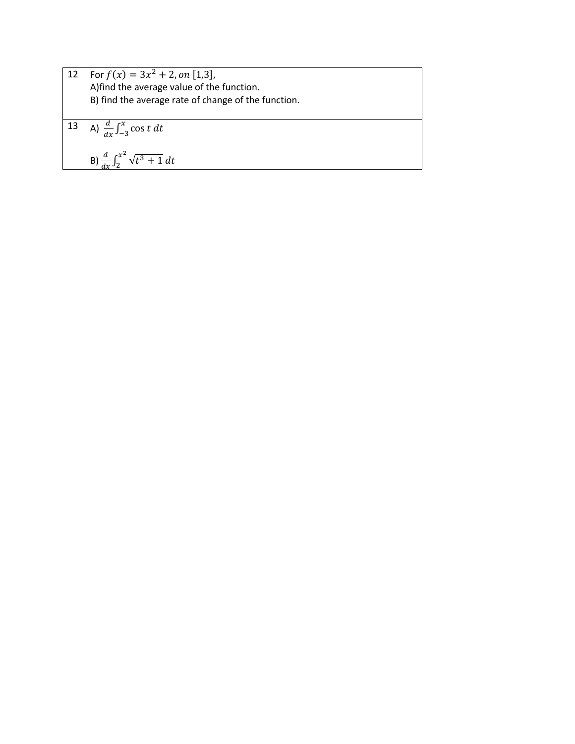| | |
|---|---|
| 12 | For $f(x) = 3x^2 + 2, on\ [1,3]$,<br>A)find the average value of the function.<br>B) find the average rate of change of the function. |
| 13 | A) $\frac{d}{dx}\int_{-3}^{x} \cos t\ dt$<br><br>B) $\frac{d}{dx}\int_{2}^{x^2} \sqrt{t^3+1}\ dt$ |